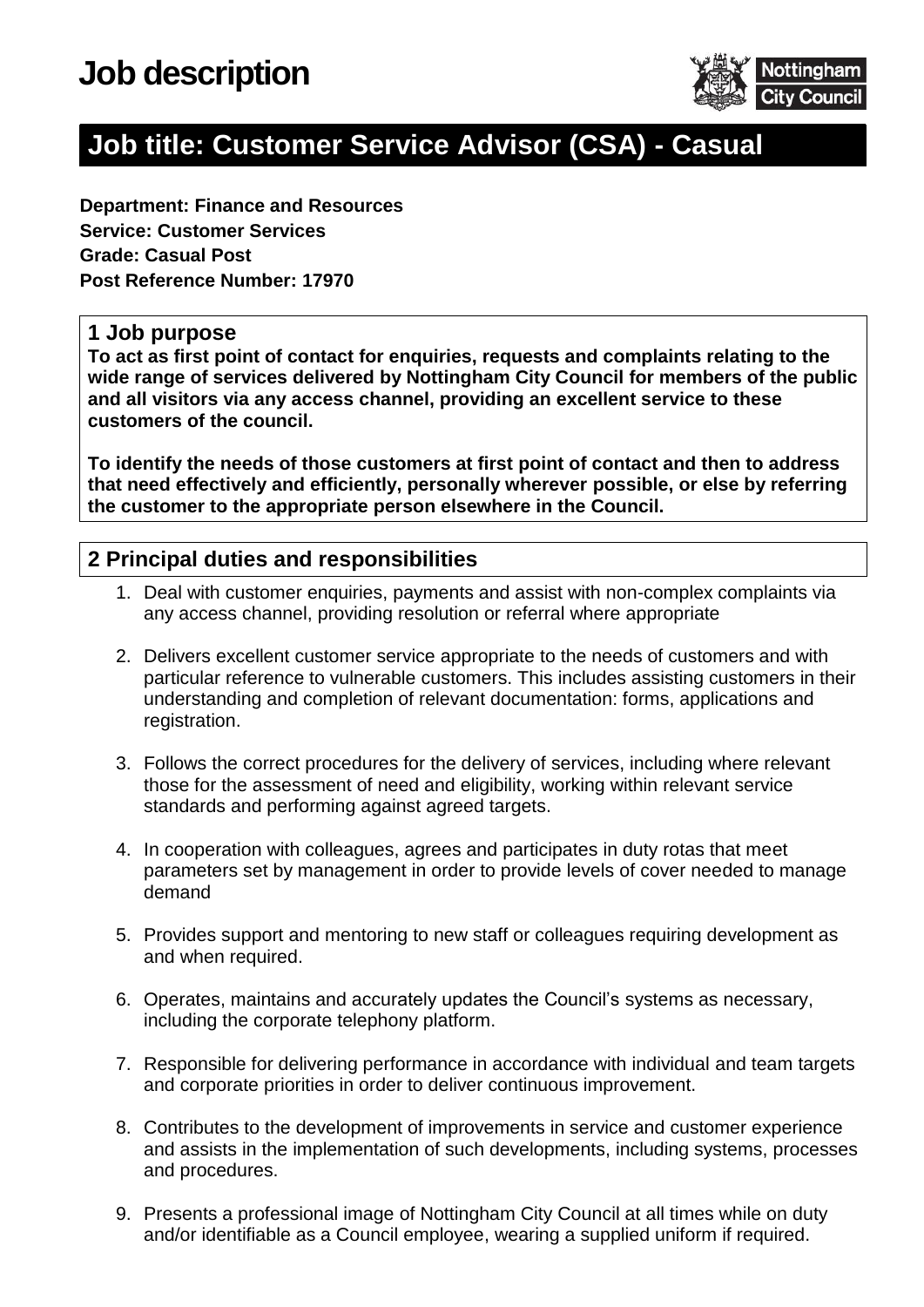# Job description

## Job title: Customer Service Advisor (CSA) - Casual

**Department: Finance and Resources**
**Service: Customer Services**
**Grade: Casual Post**
**Post Reference Number: 17970**

### 1 Job purpose

**To act as first point of contact for enquiries, requests and complaints relating to the wide range of services delivered by Nottingham City Council for members of the public and all visitors via any access channel, providing an excellent service to these customers of the council.**

**To identify the needs of those customers at first point of contact and then to address that need effectively and efficiently, personally wherever possible, or else by referring the customer to the appropriate person elsewhere in the Council.**

### 2 Principal duties and responsibilities

1. Deal with customer enquiries, payments and assist with non-complex complaints via any access channel, providing resolution or referral where appropriate

2. Delivers excellent customer service appropriate to the needs of customers and with particular reference to vulnerable customers. This includes assisting customers in their understanding and completion of relevant documentation: forms, applications and registration.

3. Follows the correct procedures for the delivery of services, including where relevant those for the assessment of need and eligibility, working within relevant service standards and performing against agreed targets.

4. In cooperation with colleagues, agrees and participates in duty rotas that meet parameters set by management in order to provide levels of cover needed to manage demand

5. Provides support and mentoring to new staff or colleagues requiring development as and when required.

6. Operates, maintains and accurately updates the Council's systems as necessary, including the corporate telephony platform.

7. Responsible for delivering performance in accordance with individual and team targets and corporate priorities in order to deliver continuous improvement.

8. Contributes to the development of improvements in service and customer experience and assists in the implementation of such developments, including systems, processes and procedures.

9. Presents a professional image of Nottingham City Council at all times while on duty and/or identifiable as a Council employee, wearing a supplied uniform if required.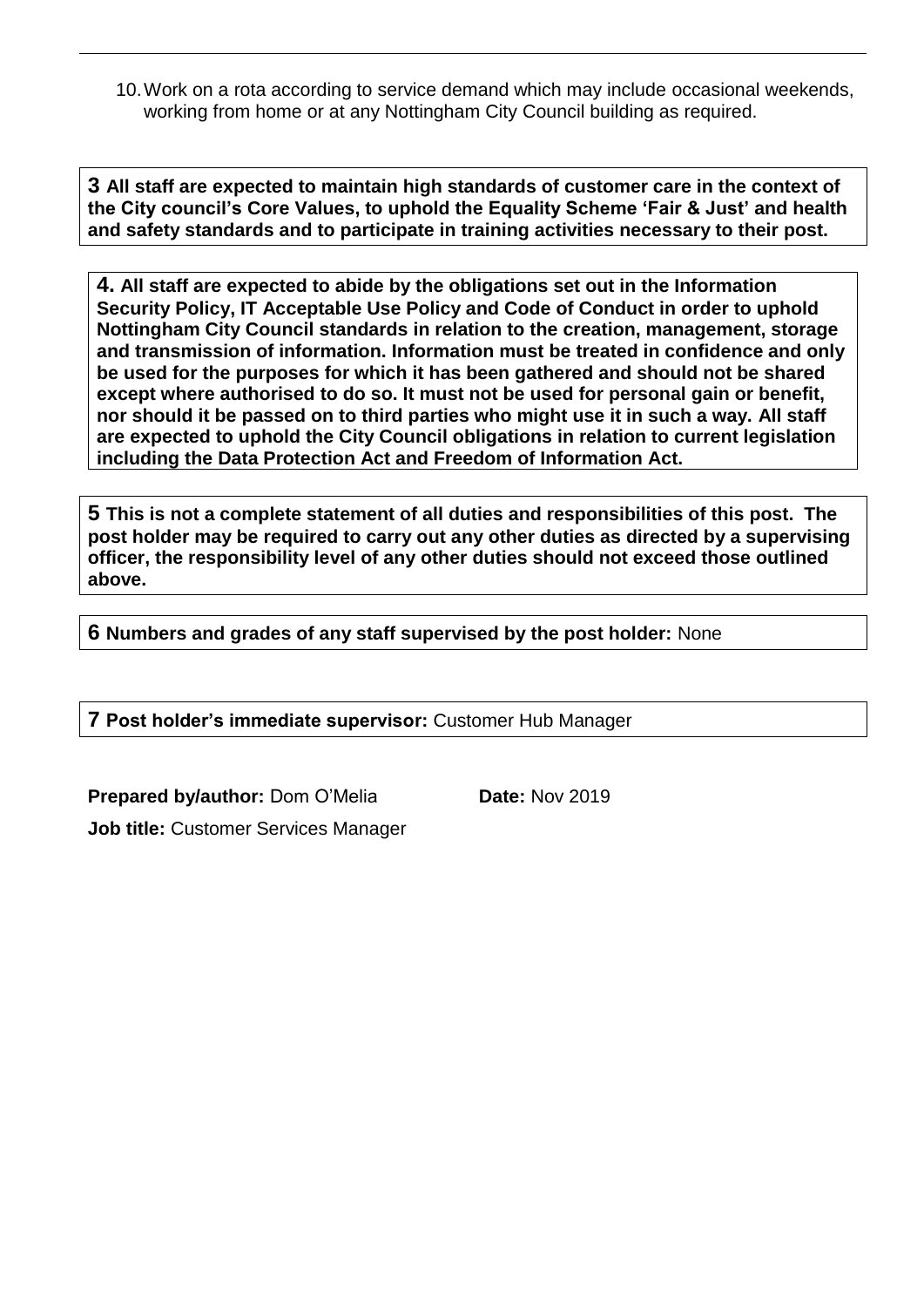10. Work on a rota according to service demand which may include occasional weekends, working from home or at any Nottingham City Council building as required.

**3 All staff are expected to maintain high standards of customer care in the context of the City council's Core Values, to uphold the Equality Scheme 'Fair & Just' and health and safety standards and to participate in training activities necessary to their post.**

**4. All staff are expected to abide by the obligations set out in the Information Security Policy, IT Acceptable Use Policy and Code of Conduct in order to uphold Nottingham City Council standards in relation to the creation, management, storage and transmission of information. Information must be treated in confidence and only be used for the purposes for which it has been gathered and should not be shared except where authorised to do so. It must not be used for personal gain or benefit, nor should it be passed on to third parties who might use it in such a way. All staff are expected to uphold the City Council obligations in relation to current legislation including the Data Protection Act and Freedom of Information Act.**

**5 This is not a complete statement of all duties and responsibilities of this post. The post holder may be required to carry out any other duties as directed by a supervising officer, the responsibility level of any other duties should not exceed those outlined above.**

**6 Numbers and grades of any staff supervised by the post holder:** None

**7 Post holder's immediate supervisor:** Customer Hub Manager

**Prepared by/author:** Dom O'Melia **Date:** Nov 2019

**Job title:** Customer Services Manager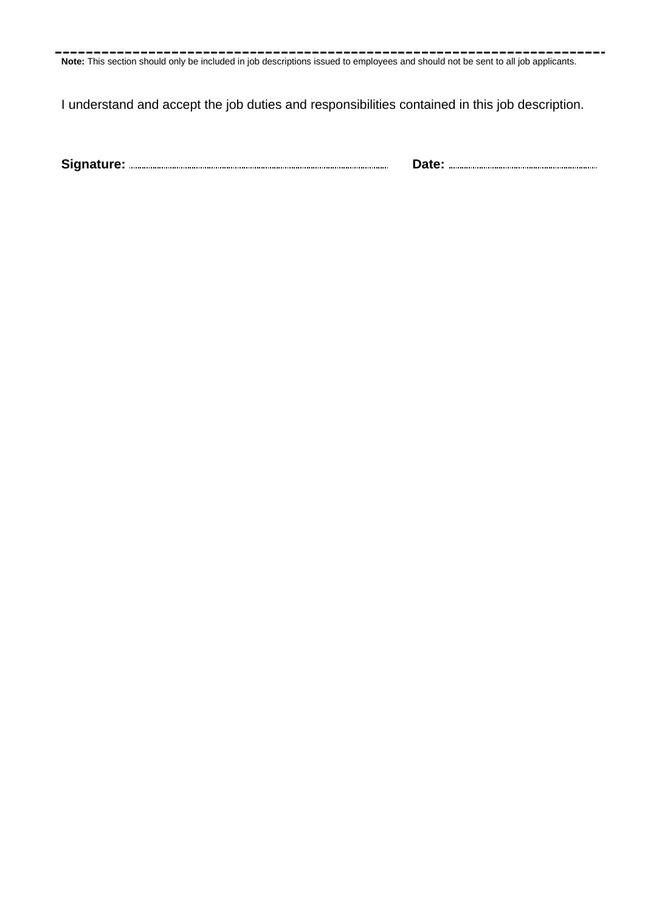---

**Note:** This section should only be included in job descriptions issued to employees and should not be sent to all job applicants.

I understand and accept the job duties and responsibilities contained in this job description.

**Signature:** .................................................................................... **Date:** ..................................................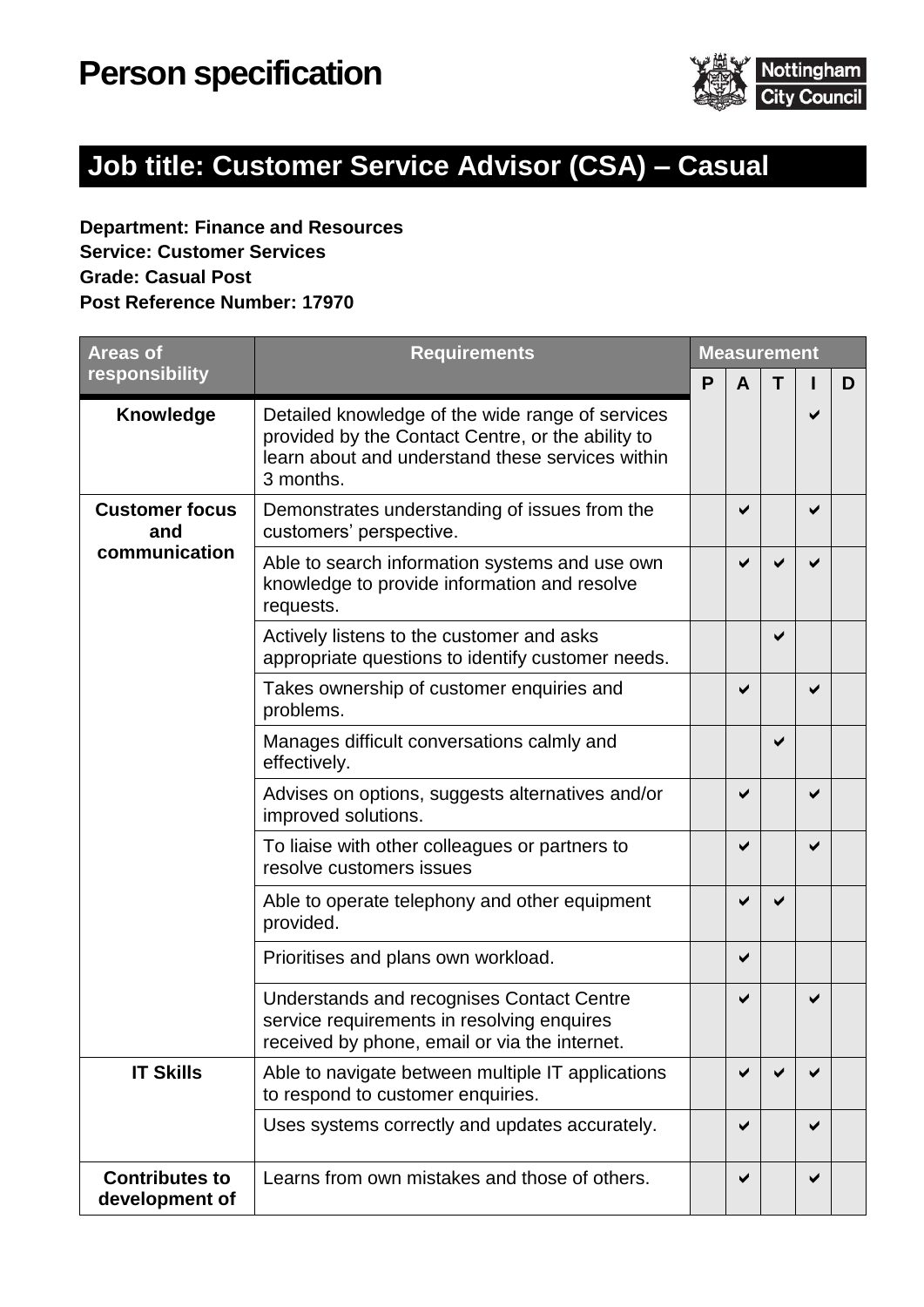# Person specification

## Job title: Customer Service Advisor (CSA) – Casual

**Department: Finance and Resources**
**Service: Customer Services**
**Grade: Casual Post**
**Post Reference Number: 17970**

| Areas of responsibility | Requirements | Measurement | | | | |
|---|---|---|---|---|---|---|
| | | P | A | T | I | D |
| **Knowledge** | Detailed knowledge of the wide range of services provided by the Contact Centre, or the ability to learn about and understand these services within 3 months. | | | | ✔ | |
| **Customer focus and communication** | Demonstrates understanding of issues from the customers' perspective. | | ✔ | | ✔ | |
| | Able to search information systems and use own knowledge to provide information and resolve requests. | | ✔ | ✔ | ✔ | |
| | Actively listens to the customer and asks appropriate questions to identify customer needs. | | | ✔ | | |
| | Takes ownership of customer enquiries and problems. | | ✔ | | ✔ | |
| | Manages difficult conversations calmly and effectively. | | | ✔ | | |
| | Advises on options, suggests alternatives and/or improved solutions. | | ✔ | | ✔ | |
| | To liaise with other colleagues or partners to resolve customers issues | | ✔ | | ✔ | |
| | Able to operate telephony and other equipment provided. | | ✔ | ✔ | | |
| | Prioritises and plans own workload. | | ✔ | | | |
| | Understands and recognises Contact Centre service requirements in resolving enquires received by phone, email or via the internet. | | ✔ | | ✔ | |
| **IT Skills** | Able to navigate between multiple IT applications to respond to customer enquiries. | | ✔ | ✔ | ✔ | |
| | Uses systems correctly and updates accurately. | | ✔ | | ✔ | |
| **Contributes to development of** | Learns from own mistakes and those of others. | | ✔ | | ✔ | |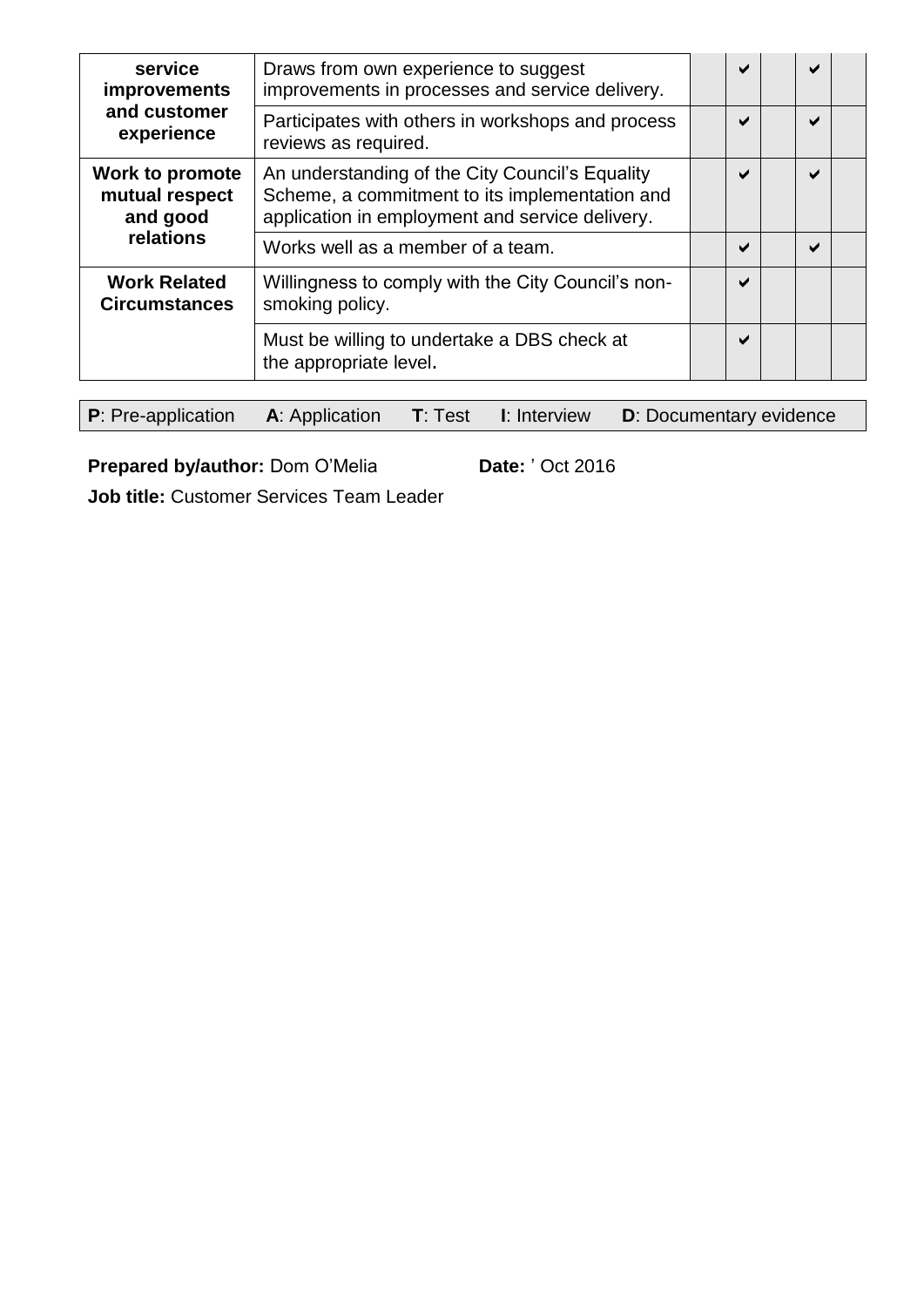| | | | | | | |
|---|---|---|---|---|---|---|
| **service improvements and customer experience** | Draws from own experience to suggest improvements in processes and service delivery. | | ✔ | | ✔ | |
| | Participates with others in workshops and process reviews as required. | | ✔ | | ✔ | |
| **Work to promote mutual respect and good relations** | An understanding of the City Council's Equality Scheme, a commitment to its implementation and application in employment and service delivery. | | ✔ | | ✔ | |
| | Works well as a member of a team. | | ✔ | | ✔ | |
| **Work Related Circumstances** | Willingness to comply with the City Council's non-smoking policy. | | ✔ | | | |
| | Must be willing to undertake a DBS check at the appropriate level**.** | | ✔ | | | |

**P**: Pre-application **A**: Application **T**: Test **I**: Interview **D**: Documentary evidence

**Prepared by/author:** Dom O'Melia **Date:** ' Oct 2016

**Job title:** Customer Services Team Leader